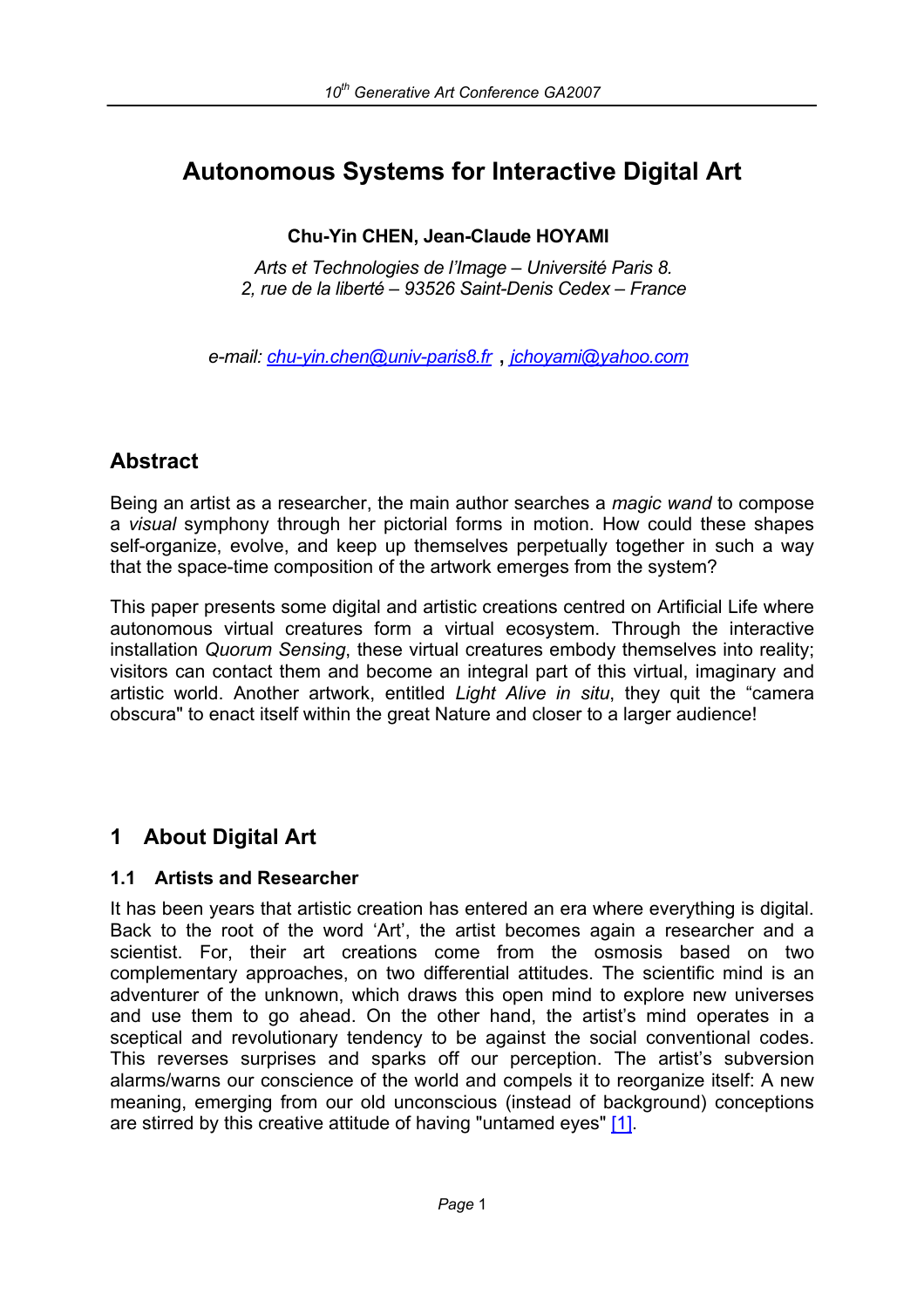# Autonomous Systems for Interactive Digital Art

**Chu-Yin CHEN, Jean-Claude HOYAMI**

*Arts et Technologies de l'Image – Université Paris 8.*
*2, rue de la liberté – 93526 Saint-Denis Cedex – France*

*e-mail: chu-yin.chen@univ-paris8.fr* **,** *jchoyami@yahoo.com*

## Abstract

Being an artist as a researcher, the main author searches a *magic wand* to compose a *visual* symphony through her pictorial forms in motion. How could these shapes self-organize, evolve, and keep up themselves perpetually together in such a way that the space-time composition of the artwork emerges from the system?

This paper presents some digital and artistic creations centred on Artificial Life where autonomous virtual creatures form a virtual ecosystem. Through the interactive installation *Quorum Sensing*, these virtual creatures embody themselves into reality; visitors can contact them and become an integral part of this virtual, imaginary and artistic world. Another artwork, entitled *Light Alive in situ*, they quit the "camera obscura" to enact itself within the great Nature and closer to a larger audience!

## 1 About Digital Art

### 1.1 Artists and Researcher

It has been years that artistic creation has entered an era where everything is digital. Back to the root of the word 'Art', the artist becomes again a researcher and a scientist. For, their art creations come from the osmosis based on two complementary approaches, on two differential attitudes. The scientific mind is an adventurer of the unknown, which draws this open mind to explore new universes and use them to go ahead. On the other hand, the artist's mind operates in a sceptical and revolutionary tendency to be against the social conventional codes. This reverses surprises and sparks off our perception. The artist's subversion alarms/warns our conscience of the world and compels it to reorganize itself: A new meaning, emerging from our old unconscious (instead of background) conceptions are stirred by this creative attitude of having "untamed eyes" [1].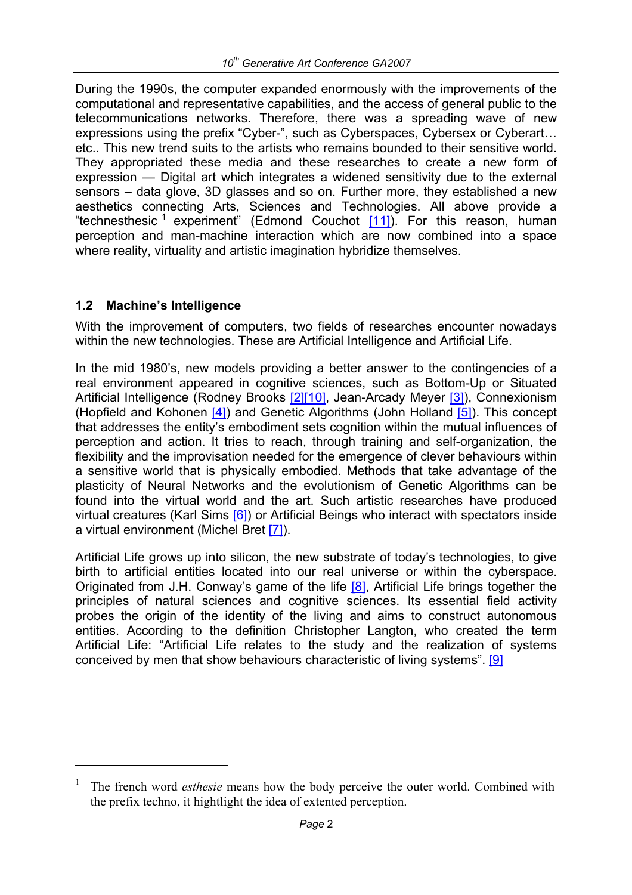During the 1990s, the computer expanded enormously with the improvements of the computational and representative capabilities, and the access of general public to the telecommunications networks. Therefore, there was a spreading wave of new expressions using the prefix "Cyber-", such as Cyberspaces, Cybersex or Cyberart… etc.. This new trend suits to the artists who remains bounded to their sensitive world. They appropriated these media and these researches to create a new form of expression — Digital art which integrates a widened sensitivity due to the external sensors – data glove, 3D glasses and so on. Further more, they established a new aesthetics connecting Arts, Sciences and Technologies. All above provide a "technesthesic [1] experiment" (Edmond Couchot [11]). For this reason, human perception and man-machine interaction which are now combined into a space where reality, virtuality and artistic imagination hybridize themselves.

### 1.2 Machine's Intelligence

With the improvement of computers, two fields of researches encounter nowadays within the new technologies. These are Artificial Intelligence and Artificial Life.

In the mid 1980's, new models providing a better answer to the contingencies of a real environment appeared in cognitive sciences, such as Bottom-Up or Situated Artificial Intelligence (Rodney Brooks [2][10], Jean-Arcady Meyer [3]), Connexionism (Hopfield and Kohonen [4]) and Genetic Algorithms (John Holland [5]). This concept that addresses the entity's embodiment sets cognition within the mutual influences of perception and action. It tries to reach, through training and self-organization, the flexibility and the improvisation needed for the emergence of clever behaviours within a sensitive world that is physically embodied. Methods that take advantage of the plasticity of Neural Networks and the evolutionism of Genetic Algorithms can be found into the virtual world and the art. Such artistic researches have produced virtual creatures (Karl Sims [6]) or Artificial Beings who interact with spectators inside a virtual environment (Michel Bret [7]).

Artificial Life grows up into silicon, the new substrate of today's technologies, to give birth to artificial entities located into our real universe or within the cyberspace. Originated from J.H. Conway's game of the life [8], Artificial Life brings together the principles of natural sciences and cognitive sciences. Its essential field activity probes the origin of the identity of the living and aims to construct autonomous entities. According to the definition Christopher Langton, who created the term Artificial Life: "Artificial Life relates to the study and the realization of systems conceived by men that show behaviours characteristic of living systems". [9]

---

[1] The french word *esthesie* means how the body perceive the outer world. Combined with the prefix techno, it hightlight the idea of extented perception.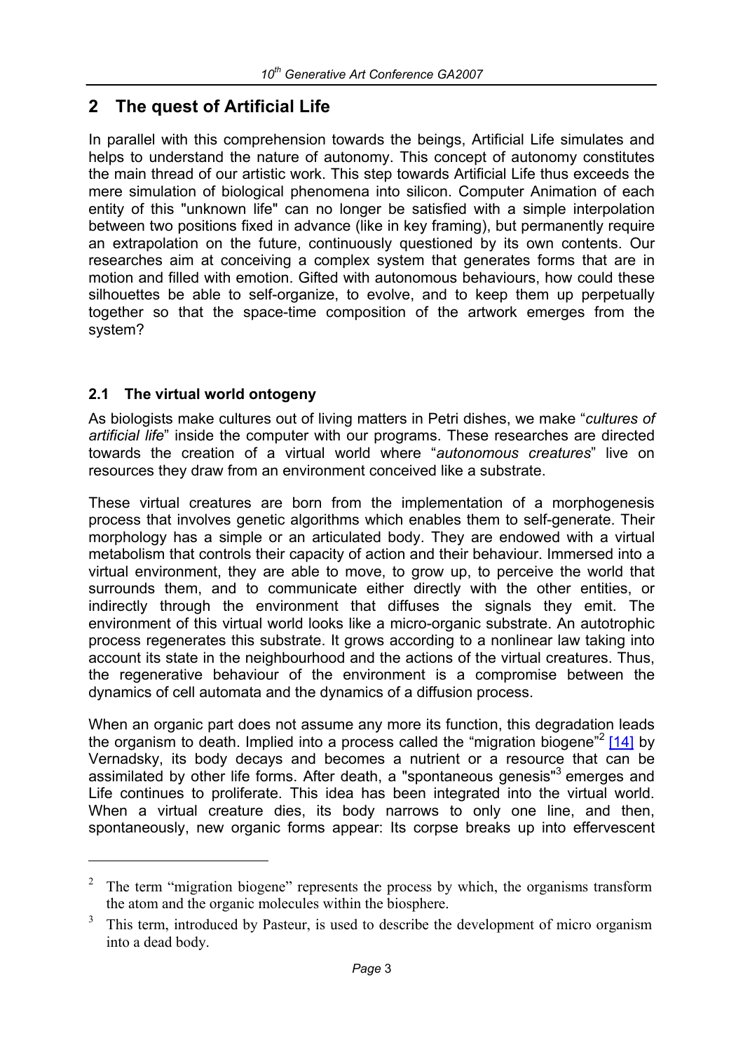## 2 The quest of Artificial Life

In parallel with this comprehension towards the beings, Artificial Life simulates and helps to understand the nature of autonomy. This concept of autonomy constitutes the main thread of our artistic work. This step towards Artificial Life thus exceeds the mere simulation of biological phenomena into silicon. Computer Animation of each entity of this "unknown life" can no longer be satisfied with a simple interpolation between two positions fixed in advance (like in key framing), but permanently require an extrapolation on the future, continuously questioned by its own contents. Our researches aim at conceiving a complex system that generates forms that are in motion and filled with emotion. Gifted with autonomous behaviours, how could these silhouettes be able to self-organize, to evolve, and to keep them up perpetually together so that the space-time composition of the artwork emerges from the system?

### 2.1 The virtual world ontogeny

As biologists make cultures out of living matters in Petri dishes, we make "*cultures of artificial life*" inside the computer with our programs. These researches are directed towards the creation of a virtual world where "*autonomous creatures*" live on resources they draw from an environment conceived like a substrate.

These virtual creatures are born from the implementation of a morphogenesis process that involves genetic algorithms which enables them to self-generate. Their morphology has a simple or an articulated body. They are endowed with a virtual metabolism that controls their capacity of action and their behaviour. Immersed into a virtual environment, they are able to move, to grow up, to perceive the world that surrounds them, and to communicate either directly with the other entities, or indirectly through the environment that diffuses the signals they emit. The environment of this virtual world looks like a micro-organic substrate. An autotrophic process regenerates this substrate. It grows according to a nonlinear law taking into account its state in the neighbourhood and the actions of the virtual creatures. Thus, the regenerative behaviour of the environment is a compromise between the dynamics of cell automata and the dynamics of a diffusion process.

When an organic part does not assume any more its function, this degradation leads the organism to death. Implied into a process called the "migration biogene"[2] [14] by Vernadsky, its body decays and becomes a nutrient or a resource that can be assimilated by other life forms. After death, a "spontaneous genesis"[3] emerges and Life continues to proliferate. This idea has been integrated into the virtual world. When a virtual creature dies, its body narrows to only one line, and then, spontaneously, new organic forms appear: Its corpse breaks up into effervescent

---

[2] The term "migration biogene" represents the process by which, the organisms transform the atom and the organic molecules within the biosphere.

[3] This term, introduced by Pasteur, is used to describe the development of micro organism into a dead body.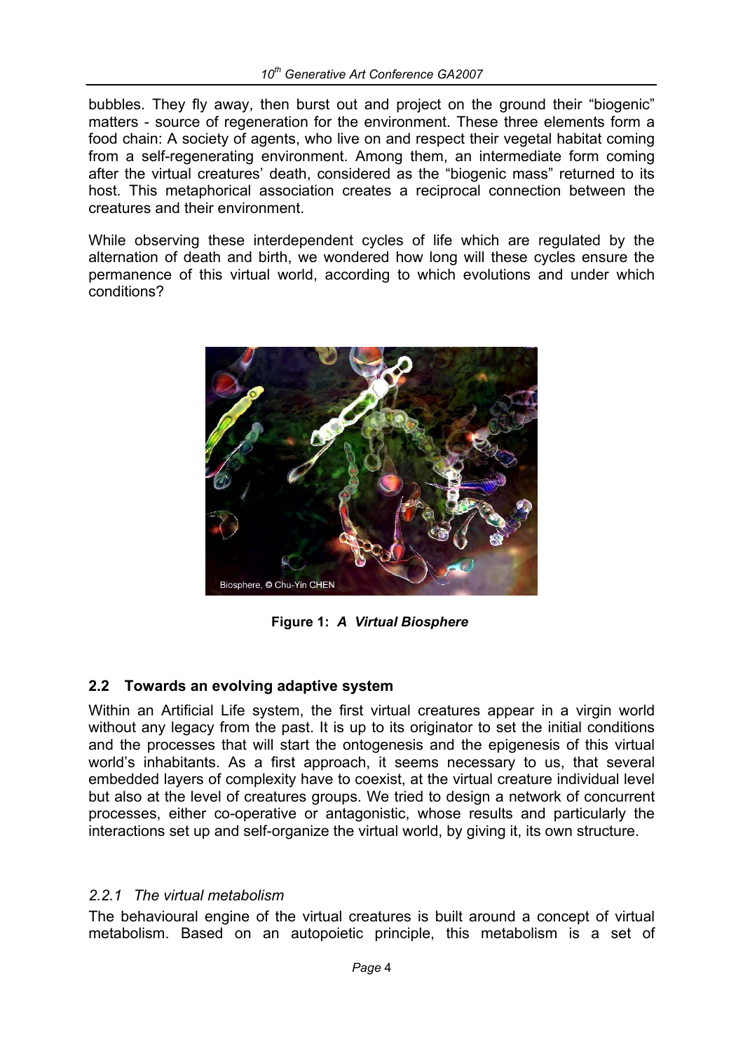bubbles. They fly away, then burst out and project on the ground their "biogenic" matters - source of regeneration for the environment. These three elements form a food chain: A society of agents, who live on and respect their vegetal habitat coming from a self-regenerating environment. Among them, an intermediate form coming after the virtual creatures' death, considered as the "biogenic mass" returned to its host. This metaphorical association creates a reciprocal connection between the creatures and their environment.

While observing these interdependent cycles of life which are regulated by the alternation of death and birth, we wondered how long will these cycles ensure the permanence of this virtual world, according to which evolutions and under which conditions?

Biosphere, © Chu-Yin CHEN

**Figure 1: *A Virtual Biosphere***

## 2.2 Towards an evolving adaptive system

Within an Artificial Life system, the first virtual creatures appear in a virgin world without any legacy from the past. It is up to its originator to set the initial conditions and the processes that will start the ontogenesis and the epigenesis of this virtual world's inhabitants. As a first approach, it seems necessary to us, that several embedded layers of complexity have to coexist, at the virtual creature individual level but also at the level of creatures groups. We tried to design a network of concurrent processes, either co-operative or antagonistic, whose results and particularly the interactions set up and self-organize the virtual world, by giving it, its own structure.

### *2.2.1 The virtual metabolism*

The behavioural engine of the virtual creatures is built around a concept of virtual metabolism. Based on an autopoietic principle, this metabolism is a set of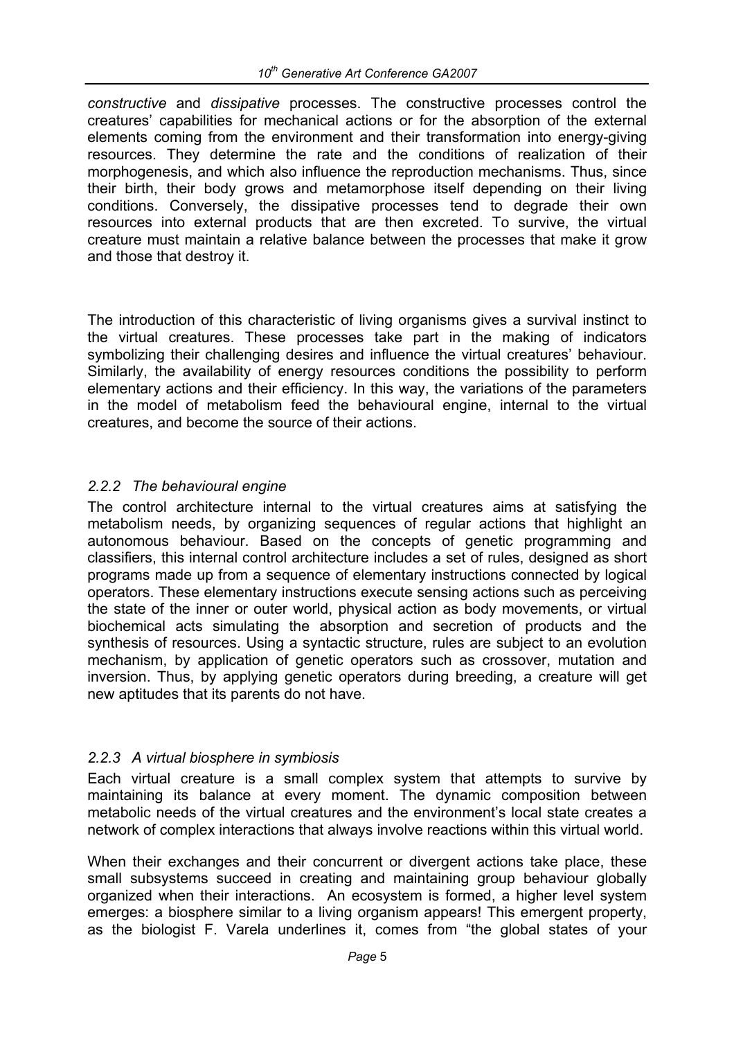*constructive* and *dissipative* processes. The constructive processes control the creatures' capabilities for mechanical actions or for the absorption of the external elements coming from the environment and their transformation into energy-giving resources. They determine the rate and the conditions of realization of their morphogenesis, and which also influence the reproduction mechanisms. Thus, since their birth, their body grows and metamorphose itself depending on their living conditions. Conversely, the dissipative processes tend to degrade their own resources into external products that are then excreted. To survive, the virtual creature must maintain a relative balance between the processes that make it grow and those that destroy it.

The introduction of this characteristic of living organisms gives a survival instinct to the virtual creatures. These processes take part in the making of indicators symbolizing their challenging desires and influence the virtual creatures' behaviour. Similarly, the availability of energy resources conditions the possibility to perform elementary actions and their efficiency. In this way, the variations of the parameters in the model of metabolism feed the behavioural engine, internal to the virtual creatures, and become the source of their actions.

### *2.2.2 The behavioural engine*

The control architecture internal to the virtual creatures aims at satisfying the metabolism needs, by organizing sequences of regular actions that highlight an autonomous behaviour. Based on the concepts of genetic programming and classifiers, this internal control architecture includes a set of rules, designed as short programs made up from a sequence of elementary instructions connected by logical operators. These elementary instructions execute sensing actions such as perceiving the state of the inner or outer world, physical action as body movements, or virtual biochemical acts simulating the absorption and secretion of products and the synthesis of resources. Using a syntactic structure, rules are subject to an evolution mechanism, by application of genetic operators such as crossover, mutation and inversion. Thus, by applying genetic operators during breeding, a creature will get new aptitudes that its parents do not have.

### *2.2.3 A virtual biosphere in symbiosis*

Each virtual creature is a small complex system that attempts to survive by maintaining its balance at every moment. The dynamic composition between metabolic needs of the virtual creatures and the environment's local state creates a network of complex interactions that always involve reactions within this virtual world.

When their exchanges and their concurrent or divergent actions take place, these small subsystems succeed in creating and maintaining group behaviour globally organized when their interactions. An ecosystem is formed, a higher level system emerges: a biosphere similar to a living organism appears! This emergent property, as the biologist F. Varela underlines it, comes from "the global states of your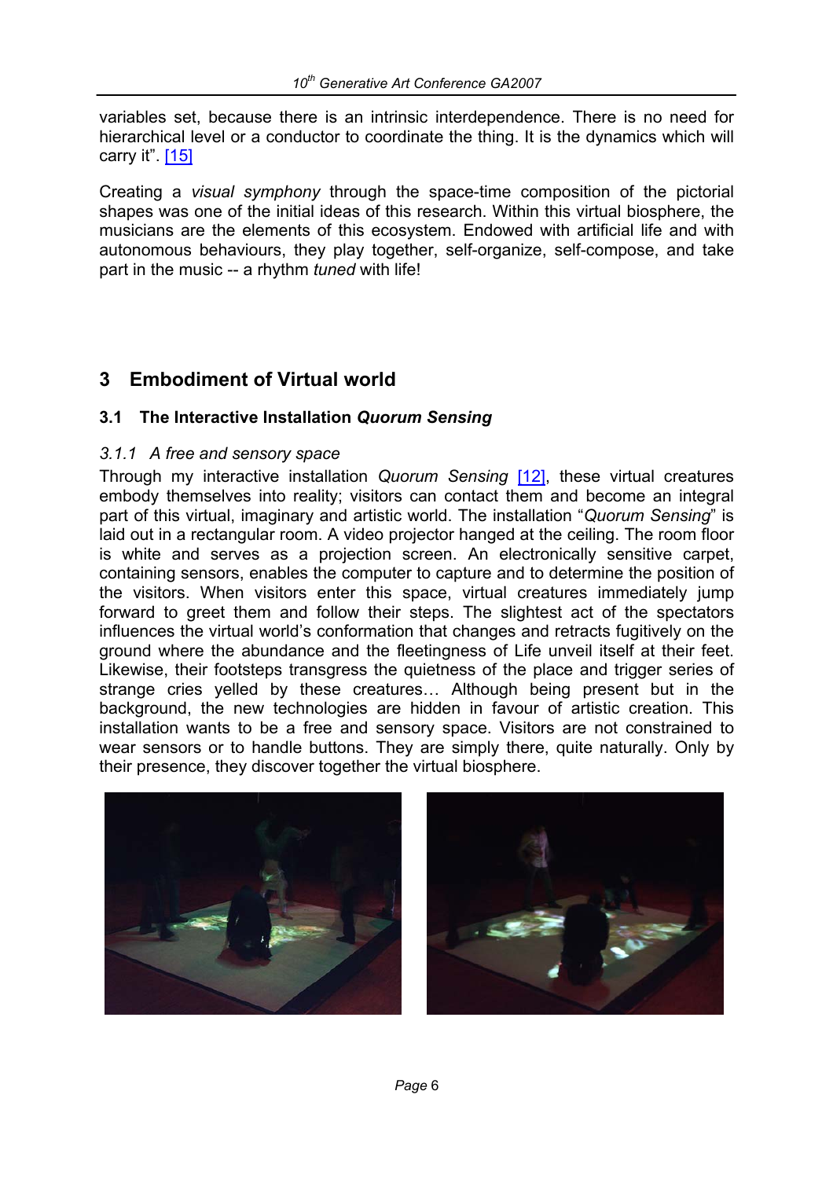variables set, because there is an intrinsic interdependence. There is no need for hierarchical level or a conductor to coordinate the thing. It is the dynamics which will carry it". [15]

Creating a *visual symphony* through the space-time composition of the pictorial shapes was one of the initial ideas of this research. Within this virtual biosphere, the musicians are the elements of this ecosystem. Endowed with artificial life and with autonomous behaviours, they play together, self-organize, self-compose, and take part in the music -- a rhythm *tuned* with life!

# 3 Embodiment of Virtual world

## 3.1 The Interactive Installation *Quorum Sensing*

### *3.1.1 A free and sensory space*

Through my interactive installation *Quorum Sensing* [12], these virtual creatures embody themselves into reality; visitors can contact them and become an integral part of this virtual, imaginary and artistic world. The installation "*Quorum Sensing*" is laid out in a rectangular room. A video projector hanged at the ceiling. The room floor is white and serves as a projection screen. An electronically sensitive carpet, containing sensors, enables the computer to capture and to determine the position of the visitors. When visitors enter this space, virtual creatures immediately jump forward to greet them and follow their steps. The slightest act of the spectators influences the virtual world's conformation that changes and retracts fugitively on the ground where the abundance and the fleetingness of Life unveil itself at their feet. Likewise, their footsteps transgress the quietness of the place and trigger series of strange cries yelled by these creatures… Although being present but in the background, the new technologies are hidden in favour of artistic creation. This installation wants to be a free and sensory space. Visitors are not constrained to wear sensors or to handle buttons. They are simply there, quite naturally. Only by their presence, they discover together the virtual biosphere.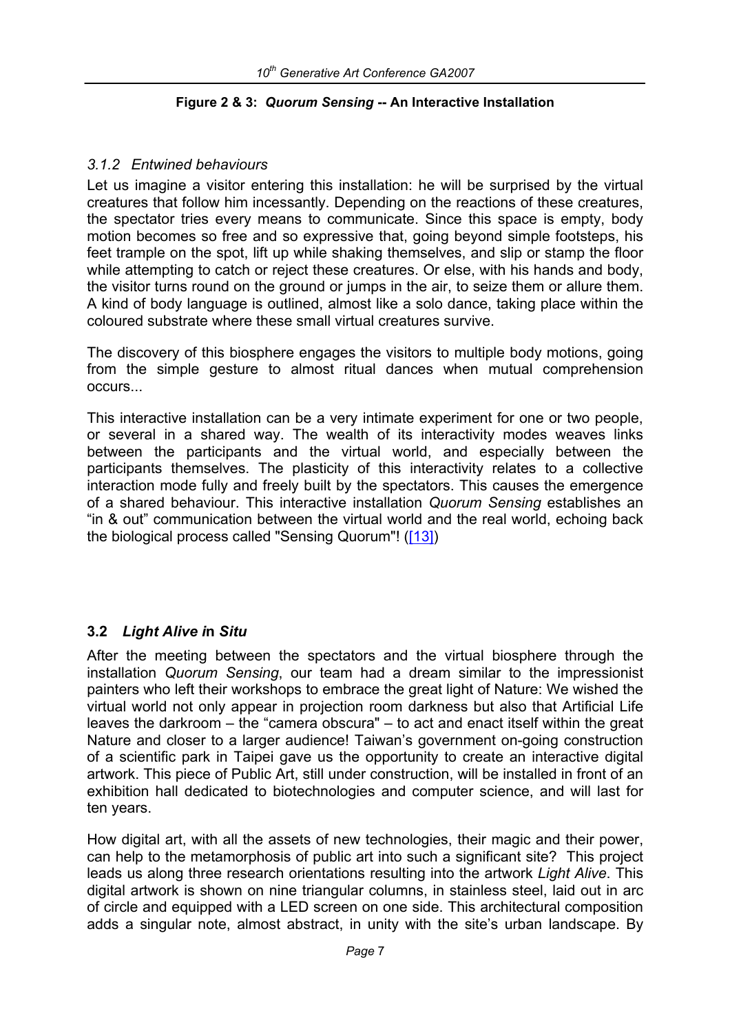**Figure 2 & 3: *Quorum Sensing* -- An Interactive Installation**

### *3.1.2 Entwined behaviours*

Let us imagine a visitor entering this installation: he will be surprised by the virtual creatures that follow him incessantly. Depending on the reactions of these creatures, the spectator tries every means to communicate. Since this space is empty, body motion becomes so free and so expressive that, going beyond simple footsteps, his feet trample on the spot, lift up while shaking themselves, and slip or stamp the floor while attempting to catch or reject these creatures. Or else, with his hands and body, the visitor turns round on the ground or jumps in the air, to seize them or allure them. A kind of body language is outlined, almost like a solo dance, taking place within the coloured substrate where these small virtual creatures survive.

The discovery of this biosphere engages the visitors to multiple body motions, going from the simple gesture to almost ritual dances when mutual comprehension occurs...

This interactive installation can be a very intimate experiment for one or two people, or several in a shared way. The wealth of its interactivity modes weaves links between the participants and the virtual world, and especially between the participants themselves. The plasticity of this interactivity relates to a collective interaction mode fully and freely built by the spectators. This causes the emergence of a shared behaviour. This interactive installation *Quorum Sensing* establishes an "in & out" communication between the virtual world and the real world, echoing back the biological process called "Sensing Quorum"! ([13])

## 3.2 *Light Alive i*n *Situ*

After the meeting between the spectators and the virtual biosphere through the installation *Quorum Sensing*, our team had a dream similar to the impressionist painters who left their workshops to embrace the great light of Nature: We wished the virtual world not only appear in projection room darkness but also that Artificial Life leaves the darkroom – the "camera obscura" – to act and enact itself within the great Nature and closer to a larger audience! Taiwan's government on-going construction of a scientific park in Taipei gave us the opportunity to create an interactive digital artwork. This piece of Public Art, still under construction, will be installed in front of an exhibition hall dedicated to biotechnologies and computer science, and will last for ten years.

How digital art, with all the assets of new technologies, their magic and their power, can help to the metamorphosis of public art into such a significant site? This project leads us along three research orientations resulting into the artwork *Light Alive*. This digital artwork is shown on nine triangular columns, in stainless steel, laid out in arc of circle and equipped with a LED screen on one side. This architectural composition adds a singular note, almost abstract, in unity with the site's urban landscape. By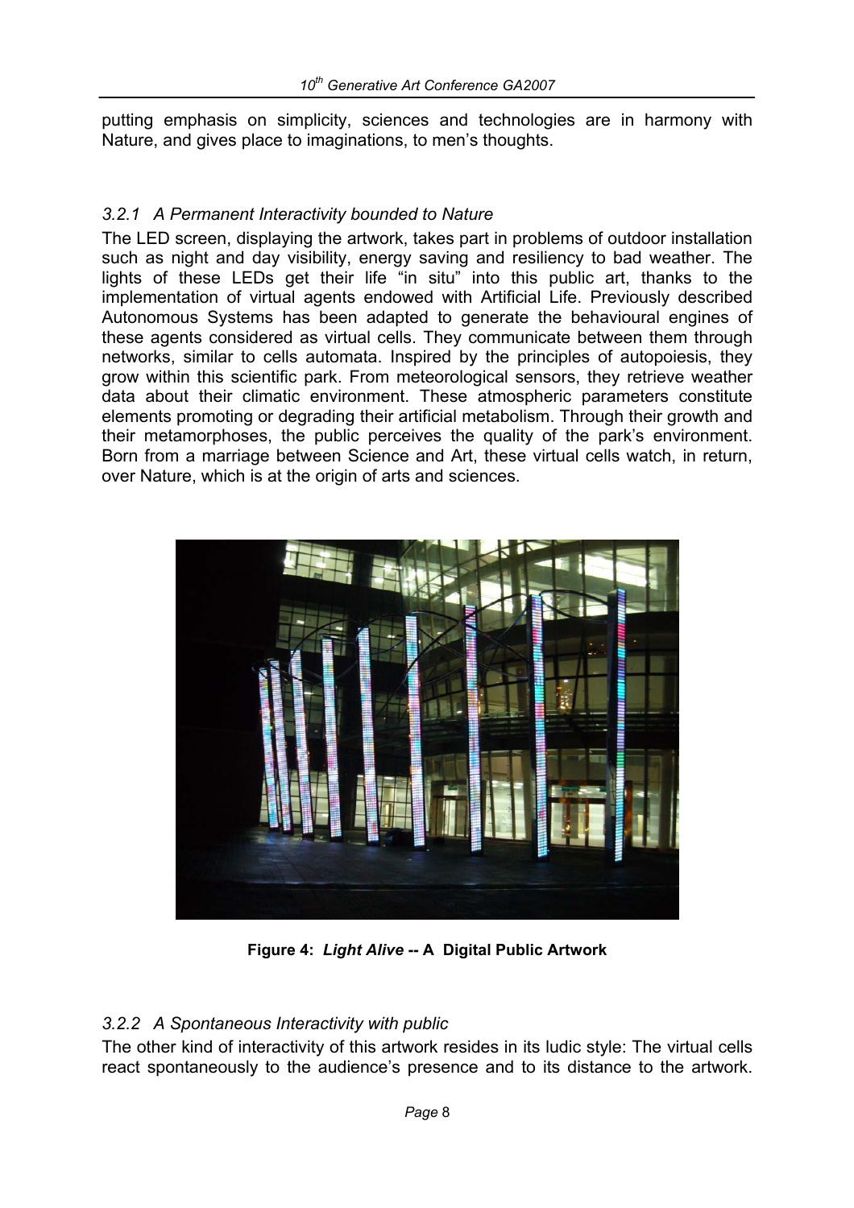putting emphasis on simplicity, sciences and technologies are in harmony with Nature, and gives place to imaginations, to men's thoughts.

### *3.2.1 A Permanent Interactivity bounded to Nature*

The LED screen, displaying the artwork, takes part in problems of outdoor installation such as night and day visibility, energy saving and resiliency to bad weather. The lights of these LEDs get their life "in situ" into this public art, thanks to the implementation of virtual agents endowed with Artificial Life. Previously described Autonomous Systems has been adapted to generate the behavioural engines of these agents considered as virtual cells. They communicate between them through networks, similar to cells automata. Inspired by the principles of autopoiesis, they grow within this scientific park. From meteorological sensors, they retrieve weather data about their climatic environment. These atmospheric parameters constitute elements promoting or degrading their artificial metabolism. Through their growth and their metamorphoses, the public perceives the quality of the park's environment. Born from a marriage between Science and Art, these virtual cells watch, in return, over Nature, which is at the origin of arts and sciences.

**Figure 4:** ***Light Alive*** **-- A Digital Public Artwork**

### *3.2.2 A Spontaneous Interactivity with public*

The other kind of interactivity of this artwork resides in its ludic style: The virtual cells react spontaneously to the audience's presence and to its distance to the artwork.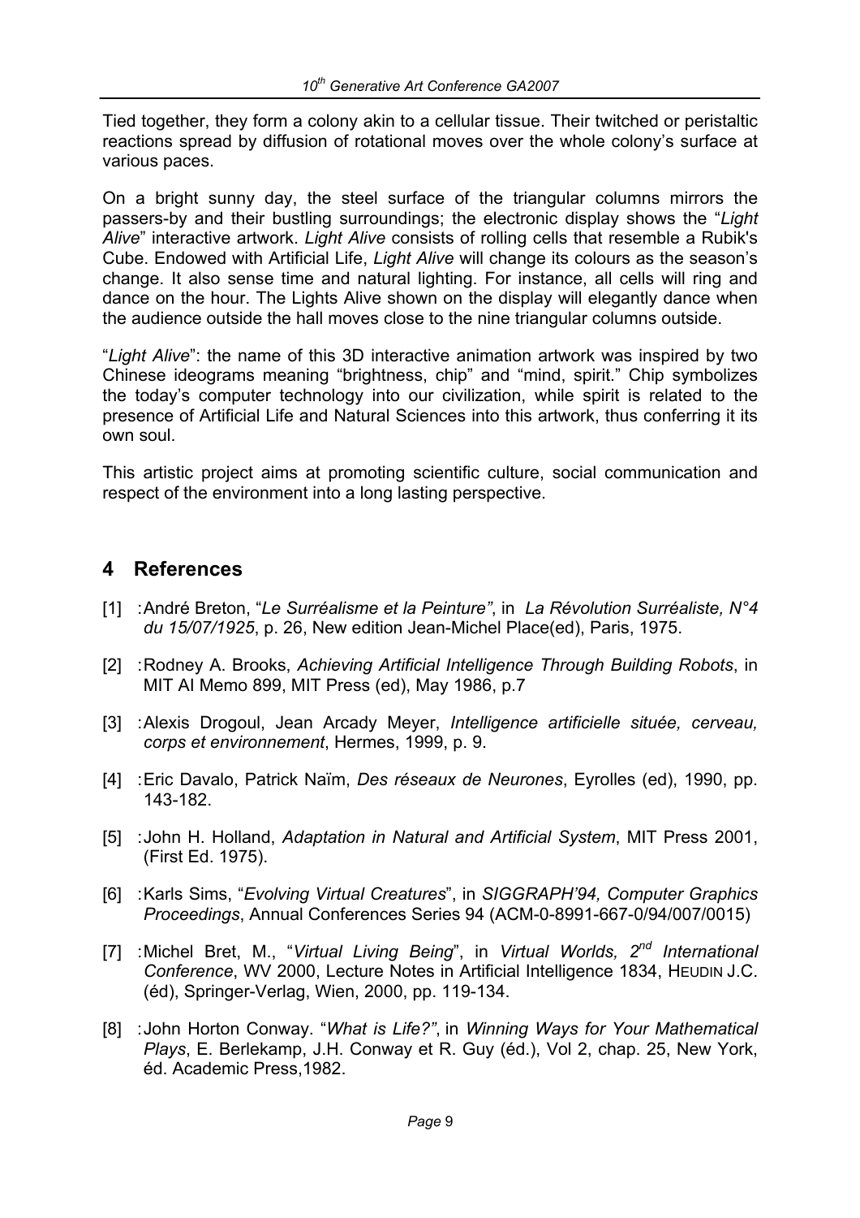Tied together, they form a colony akin to a cellular tissue. Their twitched or peristaltic reactions spread by diffusion of rotational moves over the whole colony's surface at various paces.

On a bright sunny day, the steel surface of the triangular columns mirrors the passers-by and their bustling surroundings; the electronic display shows the "*Light Alive*" interactive artwork. *Light Alive* consists of rolling cells that resemble a Rubik's Cube. Endowed with Artificial Life, *Light Alive* will change its colours as the season's change. It also sense time and natural lighting. For instance, all cells will ring and dance on the hour. The Lights Alive shown on the display will elegantly dance when the audience outside the hall moves close to the nine triangular columns outside.

"*Light Alive*": the name of this 3D interactive animation artwork was inspired by two Chinese ideograms meaning "brightness, chip" and "mind, spirit." Chip symbolizes the today's computer technology into our civilization, while spirit is related to the presence of Artificial Life and Natural Sciences into this artwork, thus conferring it its own soul.

This artistic project aims at promoting scientific culture, social communication and respect of the environment into a long lasting perspective.

## 4 References

[1] : André Breton, "*Le Surréalisme et la Peinture"*, in *La Révolution Surréaliste, N°4 du 15/07/1925*, p. 26, New edition Jean-Michel Place(ed), Paris, 1975.

[2] : Rodney A. Brooks, *Achieving Artificial Intelligence Through Building Robots*, in MIT AI Memo 899, MIT Press (ed), May 1986, p.7

[3] : Alexis Drogoul, Jean Arcady Meyer, *Intelligence artificielle située, cerveau, corps et environnement*, Hermes, 1999, p. 9.

[4] : Eric Davalo, Patrick Naïm, *Des réseaux de Neurones*, Eyrolles (ed), 1990, pp. 143-182.

[5] : John H. Holland, *Adaptation in Natural and Artificial System*, MIT Press 2001, (First Ed. 1975).

[6] : Karls Sims, "*Evolving Virtual Creatures*", in *SIGGRAPH'94, Computer Graphics Proceedings*, Annual Conferences Series 94 (ACM-0-8991-667-0/94/007/0015)

[7] : Michel Bret, M., "*Virtual Living Being*", in *Virtual Worlds, 2nd International Conference*, WV 2000, Lecture Notes in Artificial Intelligence 1834, HEUDIN J.C. (éd), Springer-Verlag, Wien, 2000, pp. 119-134.

[8] : John Horton Conway. "*What is Life?"*, in *Winning Ways for Your Mathematical Plays*, E. Berlekamp, J.H. Conway et R. Guy (éd.), Vol 2, chap. 25, New York, éd. Academic Press,1982.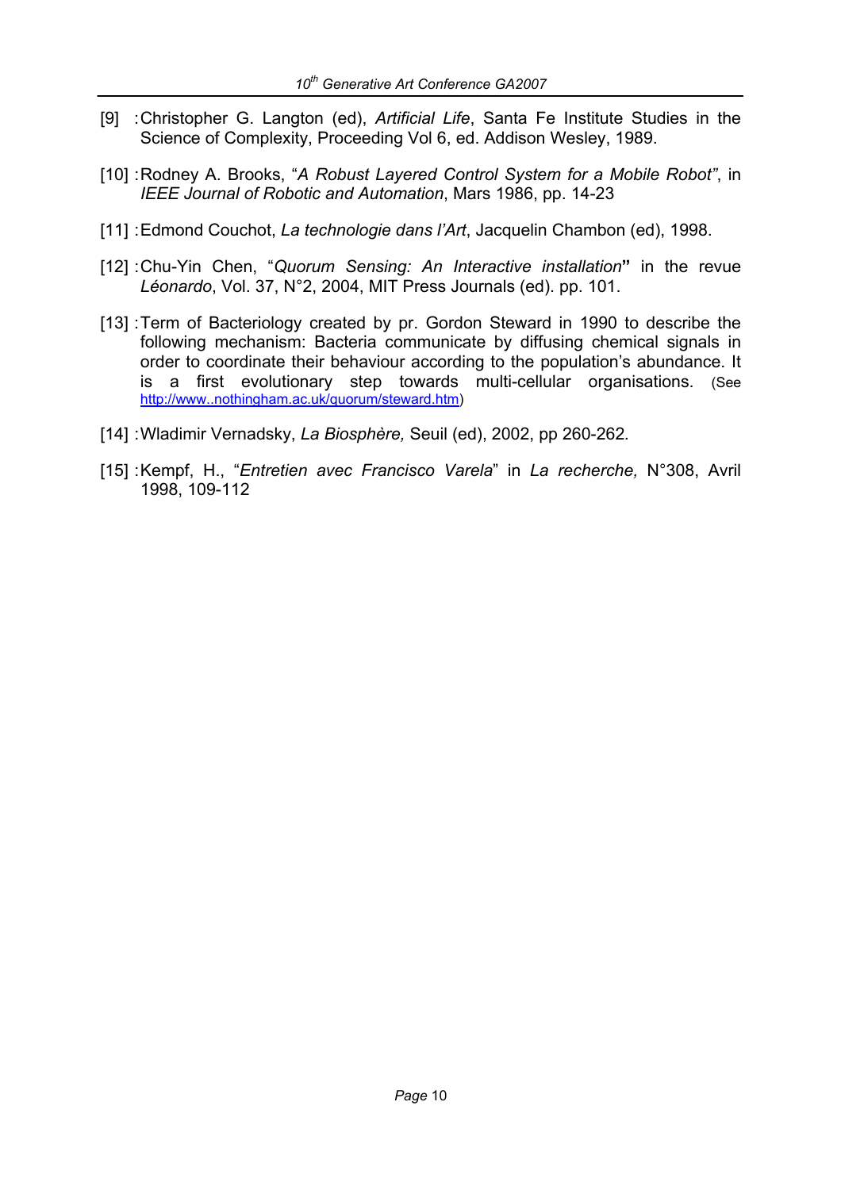[9] : Christopher G. Langton (ed), *Artificial Life*, Santa Fe Institute Studies in the Science of Complexity, Proceeding Vol 6, ed. Addison Wesley, 1989.

[10] : Rodney A. Brooks, "*A Robust Layered Control System for a Mobile Robot"*, in *IEEE Journal of Robotic and Automation*, Mars 1986, pp. 14-23

[11] : Edmond Couchot, *La technologie dans l'Art*, Jacquelin Chambon (ed), 1998.

[12] : Chu-Yin Chen, "*Quorum Sensing: An Interactive installation***"** in the revue *Léonardo*, Vol. 37, N°2, 2004, MIT Press Journals (ed). pp. 101.

[13] : Term of Bacteriology created by pr. Gordon Steward in 1990 to describe the following mechanism: Bacteria communicate by diffusing chemical signals in order to coordinate their behaviour according to the population's abundance. It is a first evolutionary step towards multi-cellular organisations. (See http://www..nothingham.ac.uk/quorum/steward.htm)

[14] : Wladimir Vernadsky, *La Biosphère,* Seuil (ed), 2002, pp 260-262.

[15] : Kempf, H., "*Entretien avec Francisco Varela*" in *La recherche,* N°308, Avril 1998, 109-112